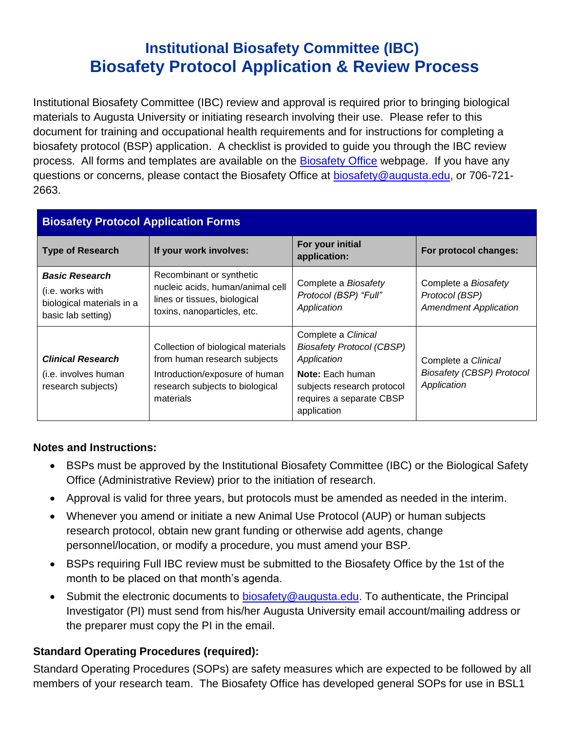# Institutional Biosafety Committee (IBC)
# Biosafety Protocol Application & Review Process

Institutional Biosafety Committee (IBC) review and approval is required prior to bringing biological materials to Augusta University or initiating research involving their use. Please refer to this document for training and occupational health requirements and for instructions for completing a biosafety protocol (BSP) application. A checklist is provided to guide you through the IBC review process. All forms and templates are available on the Biosafety Office webpage. If you have any questions or concerns, please contact the Biosafety Office at biosafety@augusta.edu, or 706-721-2663.

| **Biosafety Protocol Application Forms** | | | |
|---|---|---|---|
| **Type of Research** | **If your work involves:** | **For your initial application:** | **For protocol changes:** |
| ***Basic Research*** (i.e. works with biological materials in a basic lab setting) | Recombinant or synthetic nucleic acids, human/animal cell lines or tissues, biological toxins, nanoparticles, etc. | Complete a *Biosafety Protocol (BSP) "Full" Application* | Complete a *Biosafety Protocol (BSP) Amendment Application* |
| ***Clinical Research*** (i.e. involves human research subjects) | Collection of biological materials from human research subjects<br>Introduction/exposure of human research subjects to biological materials | Complete a *Clinical Biosafety Protocol (CBSP) Application*<br>**Note:** Each human subjects research protocol requires a separate CBSP application | Complete a *Clinical Biosafety (CBSP) Protocol Application* |

### Notes and Instructions:

- BSPs must be approved by the Institutional Biosafety Committee (IBC) or the Biological Safety Office (Administrative Review) prior to the initiation of research.
- Approval is valid for three years, but protocols must be amended as needed in the interim.
- Whenever you amend or initiate a new Animal Use Protocol (AUP) or human subjects research protocol, obtain new grant funding or otherwise add agents, change personnel/location, or modify a procedure, you must amend your BSP.
- BSPs requiring Full IBC review must be submitted to the Biosafety Office by the 1st of the month to be placed on that month's agenda.
- Submit the electronic documents to biosafety@augusta.edu. To authenticate, the Principal Investigator (PI) must send from his/her Augusta University email account/mailing address or the preparer must copy the PI in the email.

### Standard Operating Procedures (required):

Standard Operating Procedures (SOPs) are safety measures which are expected to be followed by all members of your research team. The Biosafety Office has developed general SOPs for use in BSL1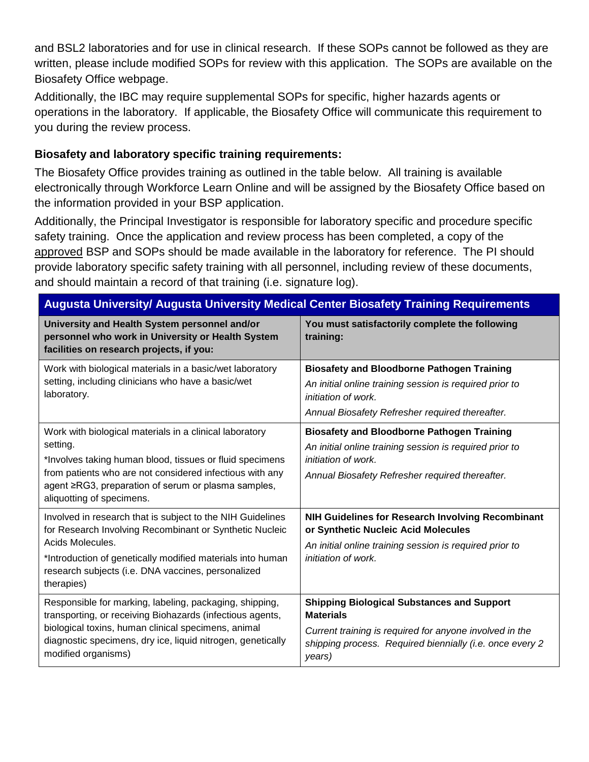and BSL2 laboratories and for use in clinical research. If these SOPs cannot be followed as they are written, please include modified SOPs for review with this application. The SOPs are available on the Biosafety Office webpage.

Additionally, the IBC may require supplemental SOPs for specific, higher hazards agents or operations in the laboratory. If applicable, the Biosafety Office will communicate this requirement to you during the review process.

**Biosafety and laboratory specific training requirements:**

The Biosafety Office provides training as outlined in the table below. All training is available electronically through Workforce Learn Online and will be assigned by the Biosafety Office based on the information provided in your BSP application.

Additionally, the Principal Investigator is responsible for laboratory specific and procedure specific safety training. Once the application and review process has been completed, a copy of the approved BSP and SOPs should be made available in the laboratory for reference. The PI should provide laboratory specific safety training with all personnel, including review of these documents, and should maintain a record of that training (i.e. signature log).

| **Augusta University/ Augusta University Medical Center Biosafety Training Requirements** | |
|---|---|
| **University and Health System personnel and/or personnel who work in University or Health System facilities on research projects, if you:** | **You must satisfactorily complete the following training:** |
| Work with biological materials in a basic/wet laboratory setting, including clinicians who have a basic/wet laboratory. | **Biosafety and Bloodborne Pathogen Training**<br>*An initial online training session is required prior to initiation of work.*<br>*Annual Biosafety Refresher required thereafter.* |
| Work with biological materials in a clinical laboratory setting.<br>*Involves taking human blood, tissues or fluid specimens from patients who are not considered infectious with any agent ≥RG3, preparation of serum or plasma samples, aliquotting of specimens. | **Biosafety and Bloodborne Pathogen Training**<br>*An initial online training session is required prior to initiation of work.*<br>*Annual Biosafety Refresher required thereafter.* |
| Involved in research that is subject to the NIH Guidelines for Research Involving Recombinant or Synthetic Nucleic Acids Molecules.<br>*Introduction of genetically modified materials into human research subjects (i.e. DNA vaccines, personalized therapies) | **NIH Guidelines for Research Involving Recombinant or Synthetic Nucleic Acid Molecules**<br>*An initial online training session is required prior to initiation of work.* |
| Responsible for marking, labeling, packaging, shipping, transporting, or receiving Biohazards (infectious agents, biological toxins, human clinical specimens, animal diagnostic specimens, dry ice, liquid nitrogen, genetically modified organisms) | **Shipping Biological Substances and Support Materials**<br>*Current training is required for anyone involved in the shipping process. Required biennially (i.e. once every 2 years)* |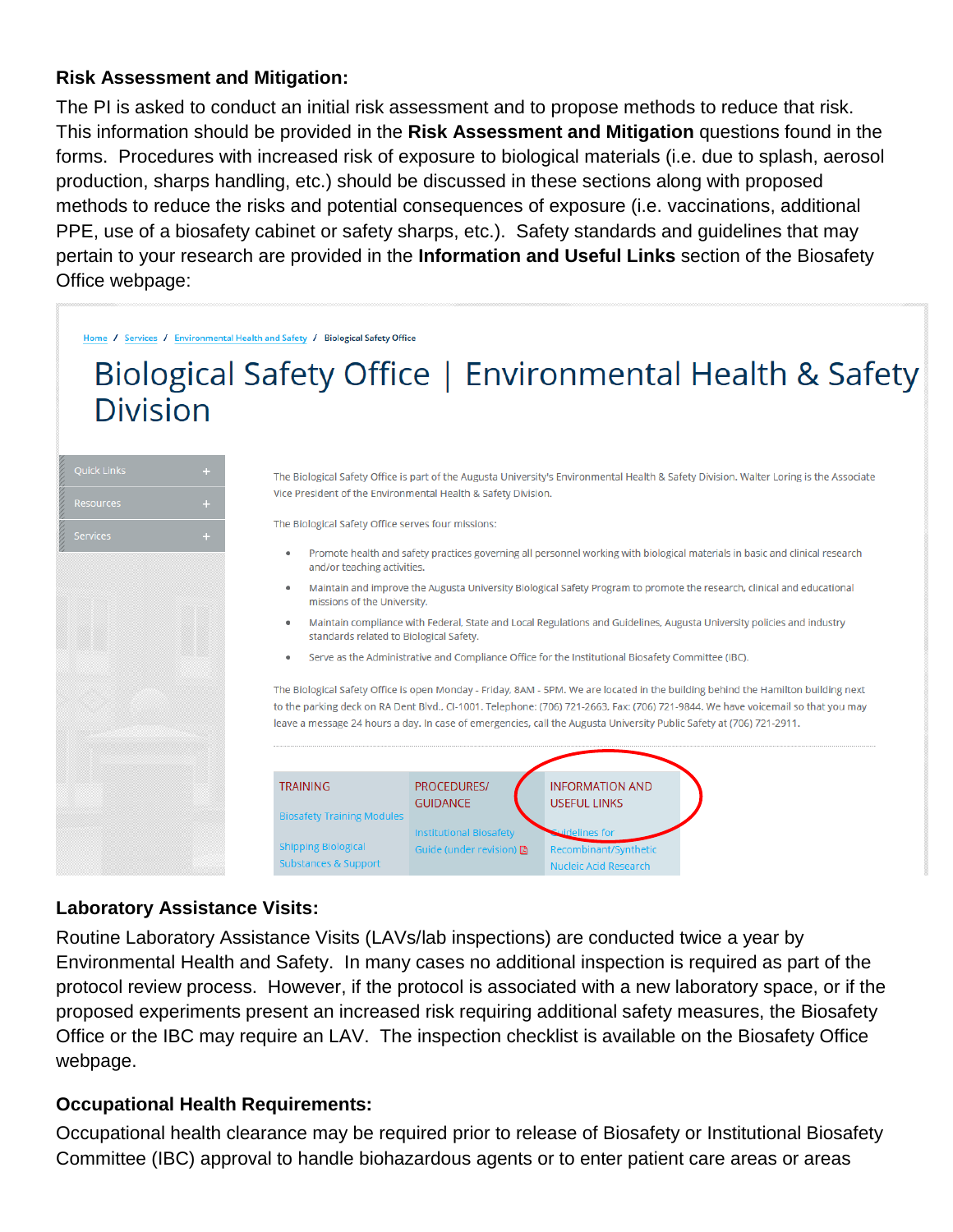**Risk Assessment and Mitigation:**

The PI is asked to conduct an initial risk assessment and to propose methods to reduce that risk. This information should be provided in the **Risk Assessment and Mitigation** questions found in the forms. Procedures with increased risk of exposure to biological materials (i.e. due to splash, aerosol production, sharps handling, etc.) should be discussed in these sections along with proposed methods to reduce the risks and potential consequences of exposure (i.e. vaccinations, additional PPE, use of a biosafety cabinet or safety sharps, etc.). Safety standards and guidelines that may pertain to your research are provided in the **Information and Useful Links** section of the Biosafety Office webpage:

Home / Services / Environmental Health and Safety / Biological Safety Office

Biological Safety Office | Environmental Health & Safety Division

Quick Links +

Resources +

Services +

The Biological Safety Office is part of the Augusta University's Environmental Health & Safety Division. Walter Loring is the Associate Vice President of the Environmental Health & Safety Division.

The Biological Safety Office serves four missions:

- Promote health and safety practices governing all personnel working with biological materials in basic and clinical research and/or teaching activities.
- Maintain and improve the Augusta University Biological Safety Program to promote the research, clinical and educational missions of the University.
- Maintain compliance with Federal, State and Local Regulations and Guidelines, Augusta University policies and industry standards related to Biological Safety.
- Serve as the Administrative and Compliance Office for the Institutional Biosafety Committee (IBC).

The Biological Safety Office is open Monday - Friday, 8AM - 5PM. We are located in the building behind the Hamilton building next to the parking deck on RA Dent Blvd., CI-1001. Telephone: (706) 721-2663. Fax: (706) 721-9844. We have voicemail so that you may leave a message 24 hours a day. In case of emergencies, call the Augusta University Public Safety at (706) 721-2911.

| TRAINING | PROCEDURES/ GUIDANCE | INFORMATION AND USEFUL LINKS |
|---|---|---|
| Biosafety Training Modules | Institutional Biosafety Guide (under revision) | Guidelines for Recombinant/Synthetic Nucleic Acid Research |
| Shipping Biological Substances & Support | | |

**Laboratory Assistance Visits:**

Routine Laboratory Assistance Visits (LAVs/lab inspections) are conducted twice a year by Environmental Health and Safety. In many cases no additional inspection is required as part of the protocol review process. However, if the protocol is associated with a new laboratory space, or if the proposed experiments present an increased risk requiring additional safety measures, the Biosafety Office or the IBC may require an LAV. The inspection checklist is available on the Biosafety Office webpage.

**Occupational Health Requirements:**

Occupational health clearance may be required prior to release of Biosafety or Institutional Biosafety Committee (IBC) approval to handle biohazardous agents or to enter patient care areas or areas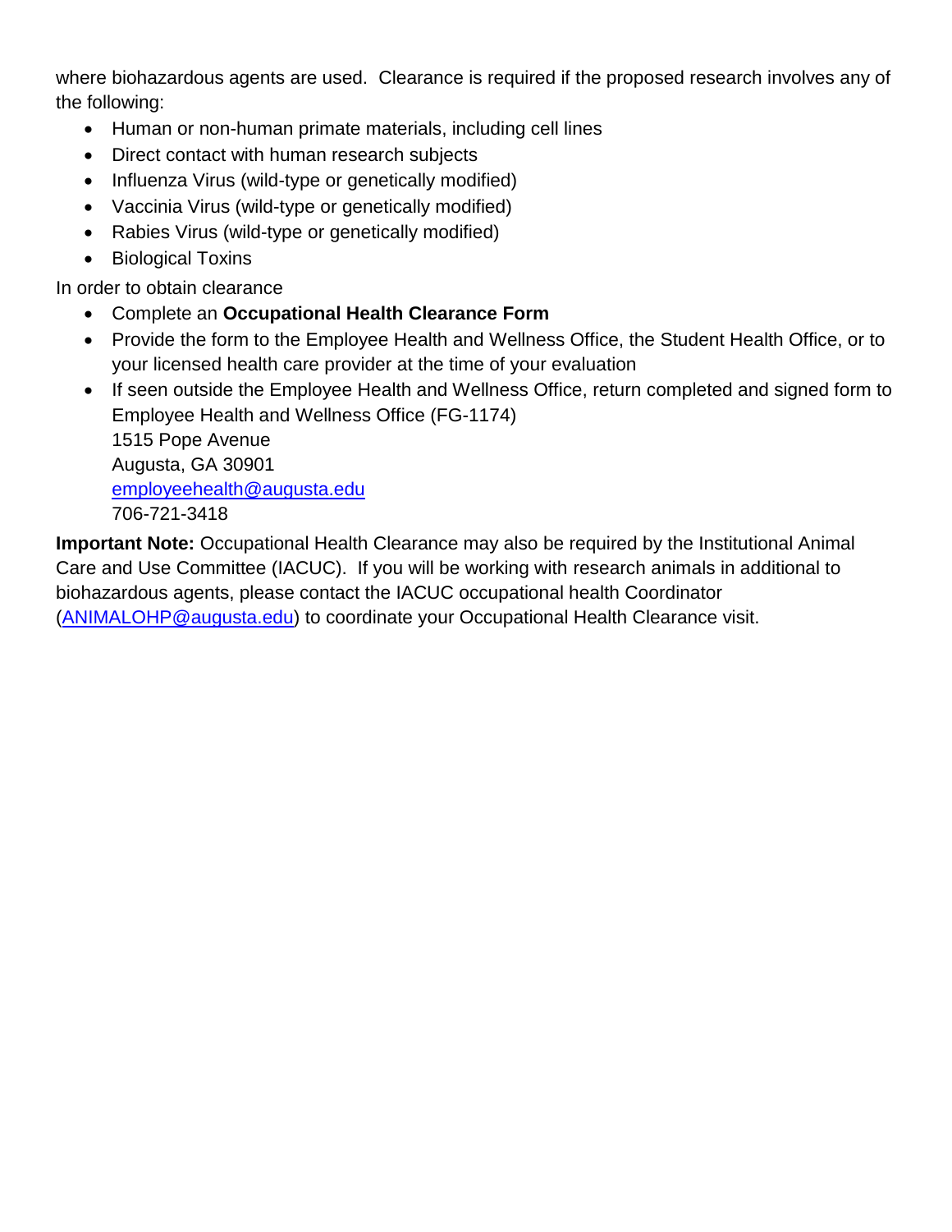where biohazardous agents are used. Clearance is required if the proposed research involves any of the following:

- Human or non-human primate materials, including cell lines
- Direct contact with human research subjects
- Influenza Virus (wild-type or genetically modified)
- Vaccinia Virus (wild-type or genetically modified)
- Rabies Virus (wild-type or genetically modified)
- Biological Toxins

In order to obtain clearance

- Complete an **Occupational Health Clearance Form**
- Provide the form to the Employee Health and Wellness Office, the Student Health Office, or to your licensed health care provider at the time of your evaluation
- If seen outside the Employee Health and Wellness Office, return completed and signed form to Employee Health and Wellness Office (FG-1174)
  1515 Pope Avenue
  Augusta, GA 30901
  employeehealth@augusta.edu
  706-721-3418

**Important Note:** Occupational Health Clearance may also be required by the Institutional Animal Care and Use Committee (IACUC). If you will be working with research animals in additional to biohazardous agents, please contact the IACUC occupational health Coordinator (ANIMALOHP@augusta.edu) to coordinate your Occupational Health Clearance visit.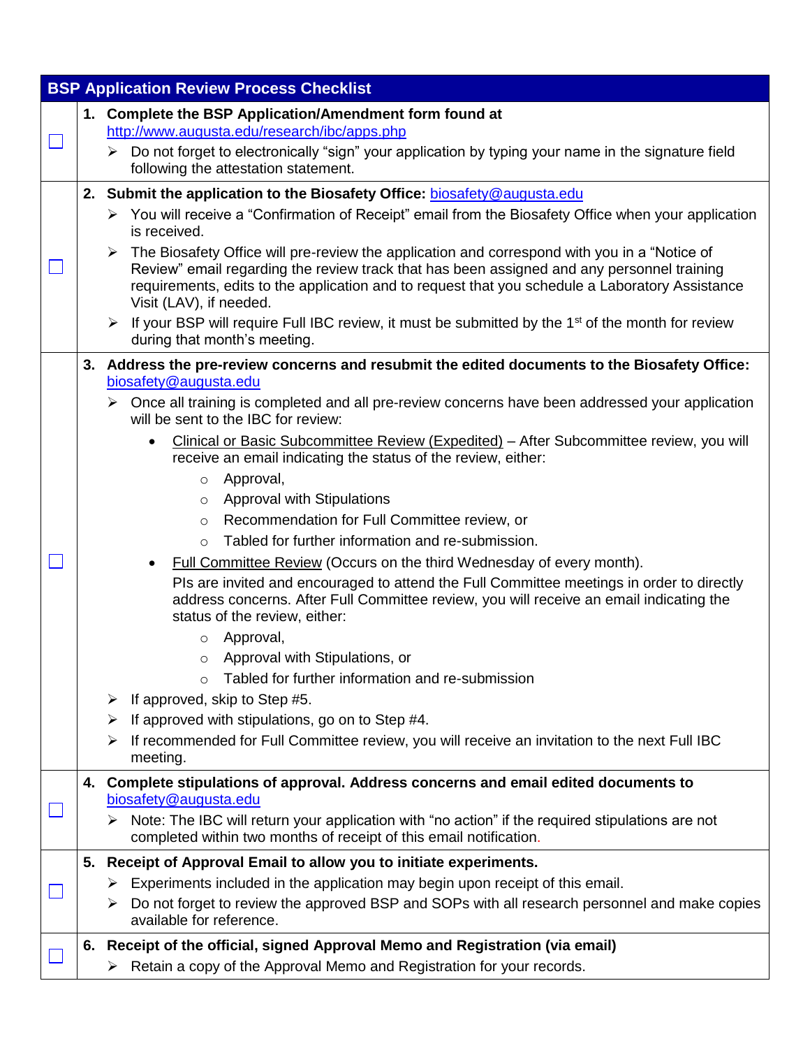## BSP Application Review Process Checklist

| | |
|---|---|
| ☐ | **1. Complete the BSP Application/Amendment form found at** http://www.augusta.edu/research/ibc/apps.php<br>➢ Do not forget to electronically "sign" your application by typing your name in the signature field following the attestation statement. |
| ☐ | **2. Submit the application to the Biosafety Office:** biosafety@augusta.edu<br>➢ You will receive a "Confirmation of Receipt" email from the Biosafety Office when your application is received.<br>➢ The Biosafety Office will pre-review the application and correspond with you in a "Notice of Review" email regarding the review track that has been assigned and any personnel training requirements, edits to the application and to request that you schedule a Laboratory Assistance Visit (LAV), if needed.<br>➢ If your BSP will require Full IBC review, it must be submitted by the 1st of the month for review during that month's meeting. |
| ☐ | **3. Address the pre-review concerns and resubmit the edited documents to the Biosafety Office:** biosafety@augusta.edu<br>➢ Once all training is completed and all pre-review concerns have been addressed your application will be sent to the IBC for review:<br>• Clinical or Basic Subcommittee Review (Expedited) – After Subcommittee review, you will receive an email indicating the status of the review, either:<br>○ Approval,<br>○ Approval with Stipulations<br>○ Recommendation for Full Committee review, or<br>○ Tabled for further information and re-submission.<br>• Full Committee Review (Occurs on the third Wednesday of every month).<br>PIs are invited and encouraged to attend the Full Committee meetings in order to directly address concerns. After Full Committee review, you will receive an email indicating the status of the review, either:<br>○ Approval,<br>○ Approval with Stipulations, or<br>○ Tabled for further information and re-submission<br>➢ If approved, skip to Step #5.<br>➢ If approved with stipulations, go on to Step #4.<br>➢ If recommended for Full Committee review, you will receive an invitation to the next Full IBC meeting. |
| ☐ | **4. Complete stipulations of approval. Address concerns and email edited documents to** biosafety@augusta.edu<br>➢ Note: The IBC will return your application with "no action" if the required stipulations are not completed within two months of receipt of this email notification. |
| ☐ | **5. Receipt of Approval Email to allow you to initiate experiments.**<br>➢ Experiments included in the application may begin upon receipt of this email.<br>➢ Do not forget to review the approved BSP and SOPs with all research personnel and make copies available for reference. |
| ☐ | **6. Receipt of the official, signed Approval Memo and Registration (via email)**<br>➢ Retain a copy of the Approval Memo and Registration for your records. |